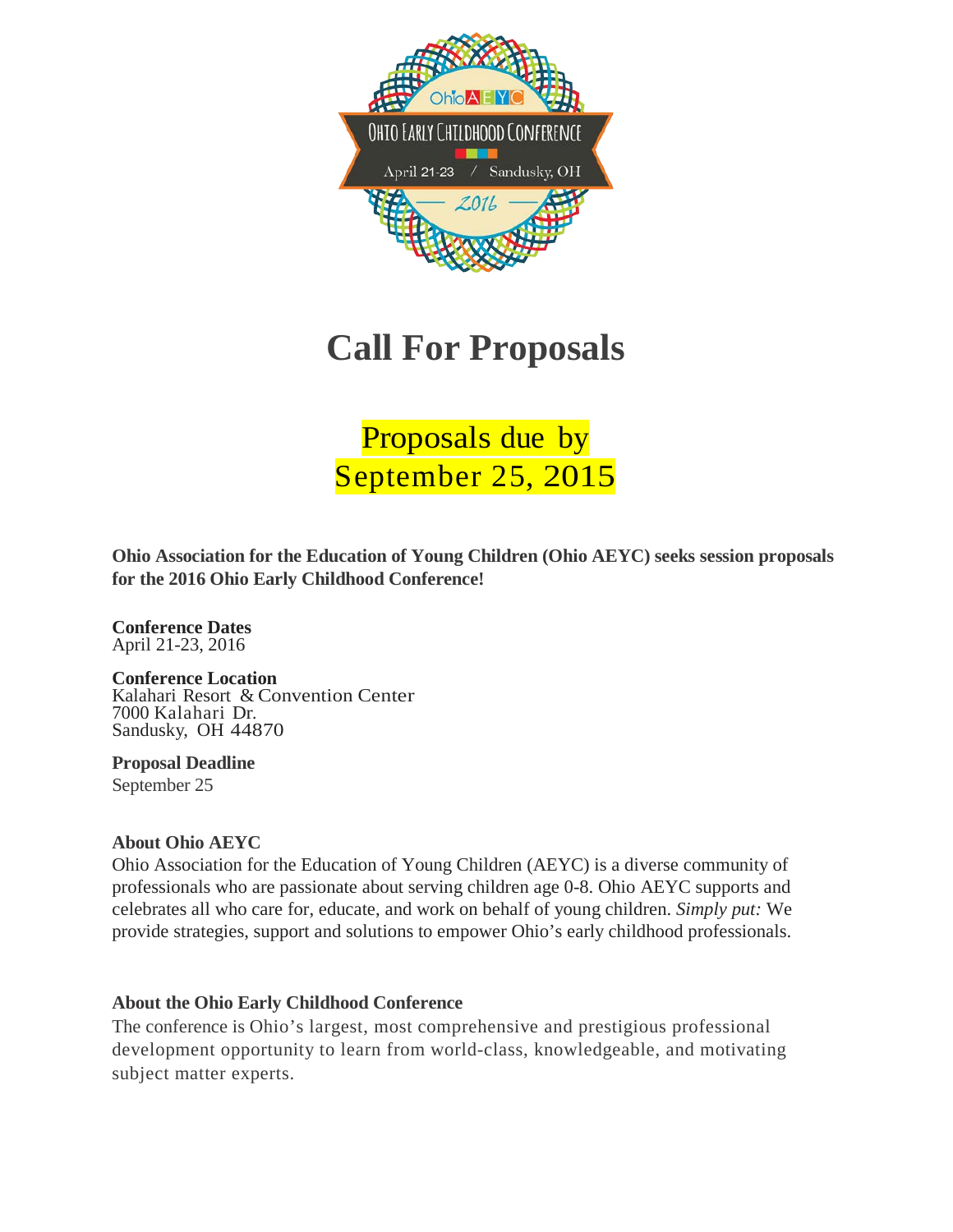Ohio AEYC

OHIO EARLY CHILDHOOD CONFERENCE

April 21-23 / Sandusky, OH

2016

# Call For Proposals

## Proposals due by September 25, 2015

**Ohio Association for the Education of Young Children (Ohio AEYC) seeks session proposals for the 2016 Ohio Early Childhood Conference!**

**Conference Dates**
April 21-23, 2016

**Conference Location**
Kalahari Resort & Convention Center
7000 Kalahari Dr.
Sandusky, OH 44870

**Proposal Deadline**
September 25

**About Ohio AEYC**
Ohio Association for the Education of Young Children (AEYC) is a diverse community of professionals who are passionate about serving children age 0-8. Ohio AEYC supports and celebrates all who care for, educate, and work on behalf of young children. *Simply put:* We provide strategies, support and solutions to empower Ohio's early childhood professionals.

**About the Ohio Early Childhood Conference**
The conference is Ohio's largest, most comprehensive and prestigious professional development opportunity to learn from world-class, knowledgeable, and motivating subject matter experts.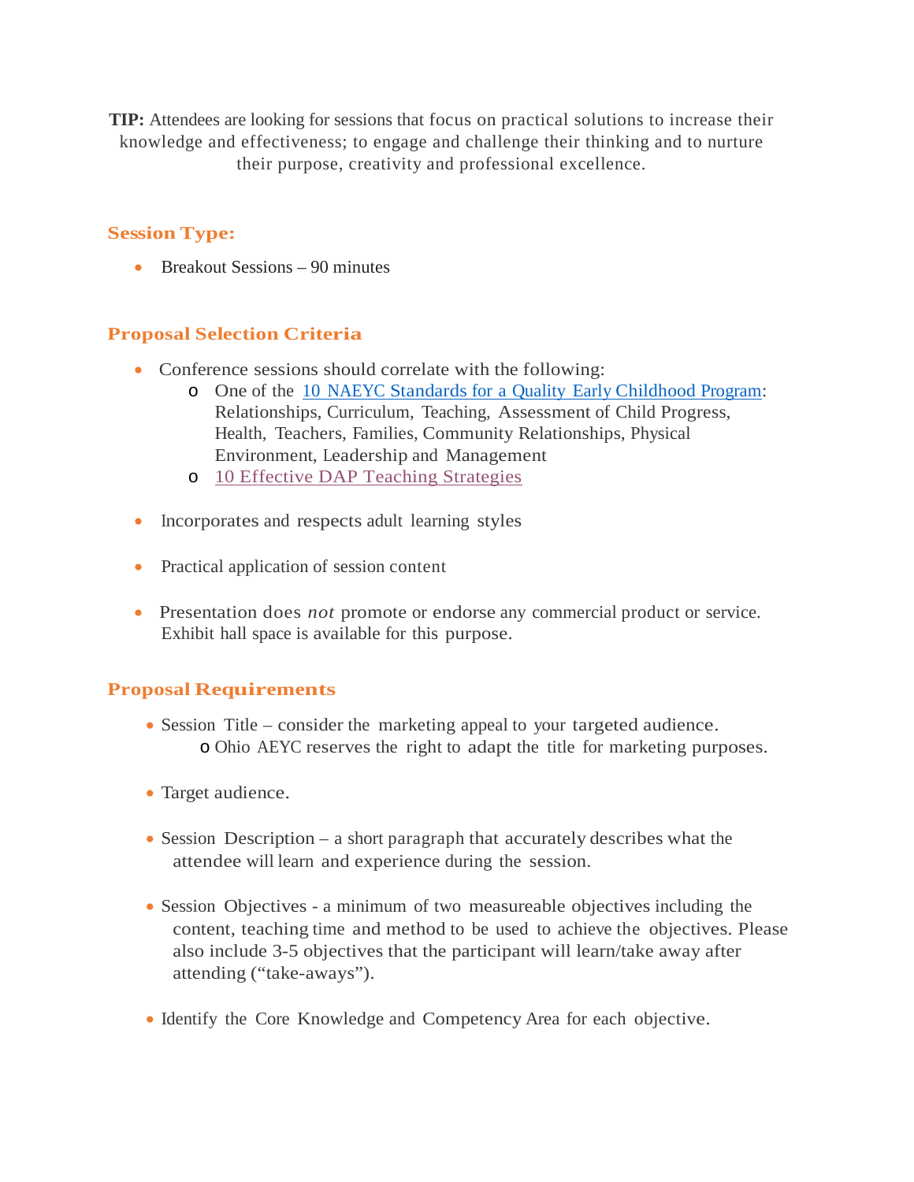**TIP:** Attendees are looking for sessions that focus on practical solutions to increase their knowledge and effectiveness; to engage and challenge their thinking and to nurture their purpose, creativity and professional excellence.

## Session Type:

- Breakout Sessions – 90 minutes

## Proposal Selection Criteria

- Conference sessions should correlate with the following:
  - One of the 10 NAEYC Standards for a Quality Early Childhood Program: Relationships, Curriculum, Teaching, Assessment of Child Progress, Health, Teachers, Families, Community Relationships, Physical Environment, Leadership and Management
  - 10 Effective DAP Teaching Strategies
- Incorporates and respects adult learning styles
- Practical application of session content
- Presentation does *not* promote or endorse any commercial product or service. Exhibit hall space is available for this purpose.

## Proposal Requirements

- Session Title – consider the marketing appeal to your targeted audience.
  - Ohio AEYC reserves the right to adapt the title for marketing purposes.
- Target audience.
- Session Description – a short paragraph that accurately describes what the attendee will learn and experience during the session.
- Session Objectives - a minimum of two measureable objectives including the content, teaching time and method to be used to achieve the objectives. Please also include 3-5 objectives that the participant will learn/take away after attending ("take-aways").
- Identify the Core Knowledge and Competency Area for each objective.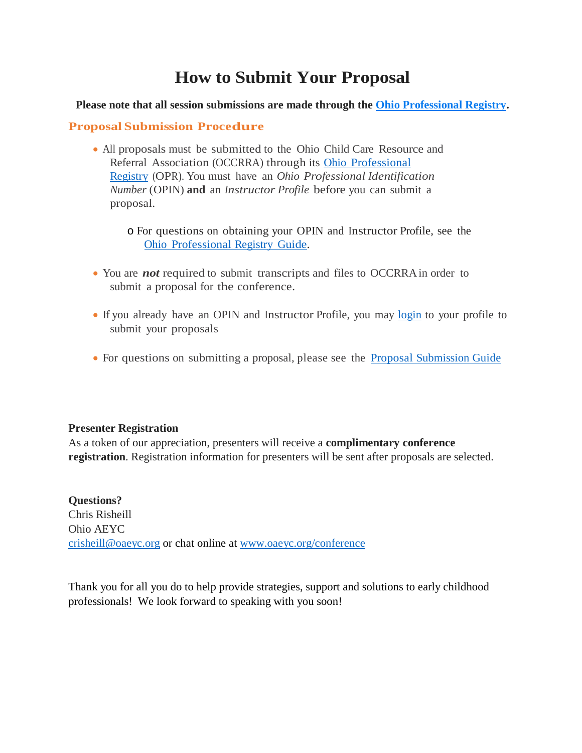# How to Submit Your Proposal

**Please note that all session submissions are made through the Ohio Professional Registry.**

## Proposal Submission Procedure

- All proposals must be submitted to the Ohio Child Care Resource and Referral Association (OCCRRA) through its Ohio Professional Registry (OPR). You must have an *Ohio Professional Identification Number* (OPIN) **and** an *Instructor Profile* before you can submit a proposal.
    - For questions on obtaining your OPIN and Instructor Profile, see the Ohio Professional Registry Guide.
- You are ***not*** required to submit transcripts and files to OCCRRA in order to submit a proposal for the conference.
- If you already have an OPIN and Instructor Profile, you may login to your profile to submit your proposals
- For questions on submitting a proposal, please see the Proposal Submission Guide

**Presenter Registration**
As a token of our appreciation, presenters will receive a **complimentary conference registration**. Registration information for presenters will be sent after proposals are selected.

**Questions?**
Chris Risheill
Ohio AEYC
crisheill@oaeyc.org or chat online at www.oaeyc.org/conference

Thank you for all you do to help provide strategies, support and solutions to early childhood professionals! We look forward to speaking with you soon!